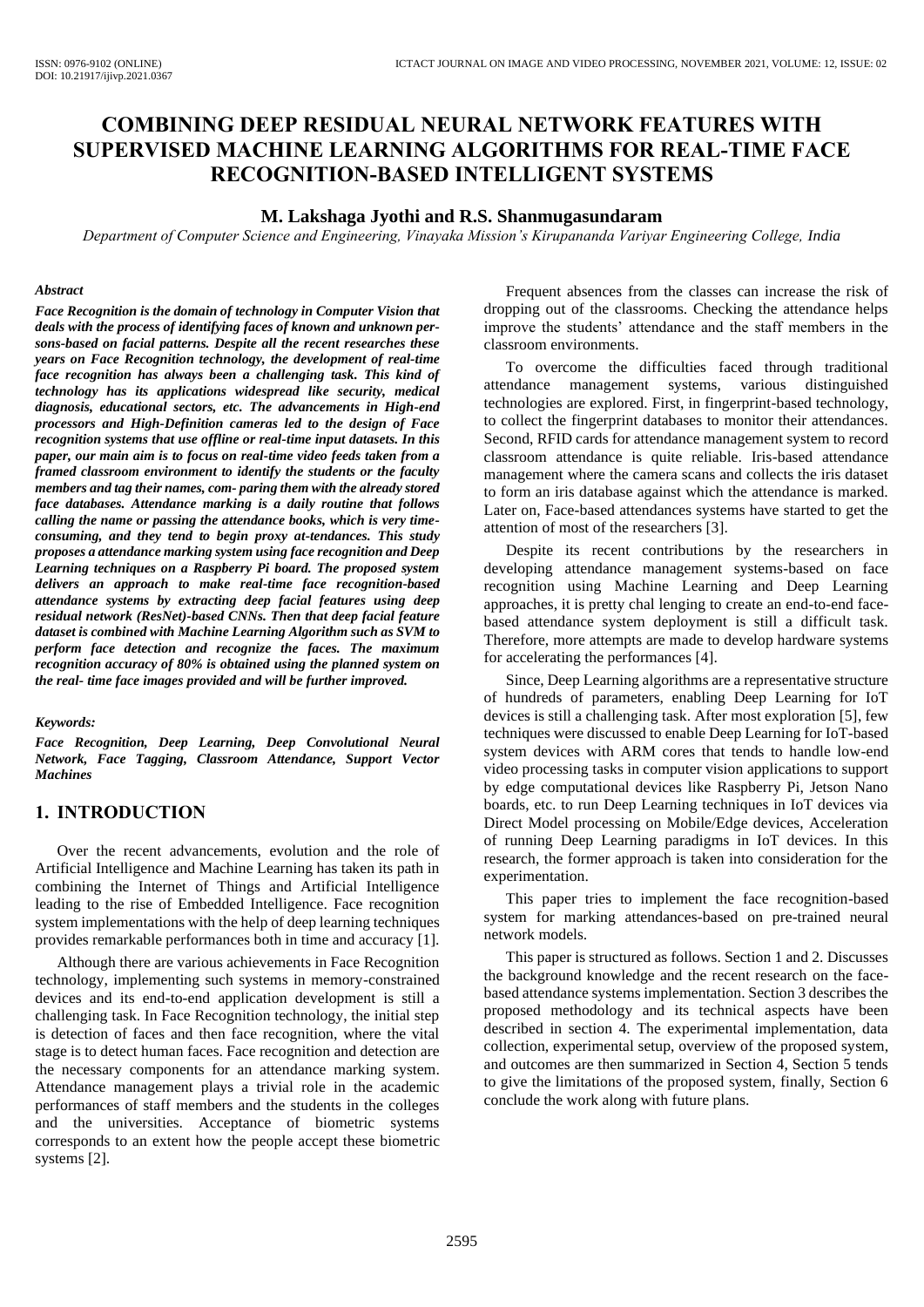# COMBINING DEEP RESIDUAL NEURAL NETWORK FEATURES WITH SUPERVISED MACHINE LEARNING ALGORITHMS FOR REAL-TIME FACE RECOGNITION-BASED INTELLIGENT SYSTEMS

**M. Lakshaga Jyothi and R.S. Shanmugasundaram**

*Department of Computer Science and Engineering, Vinayaka Mission's Kirupananda Variyar Engineering College, India*

### *Abstract*

***Face Recognition is the domain of technology in Computer Vision that deals with the process of identifying faces of known and unknown persons-based on facial patterns. Despite all the recent researches these years on Face Recognition technology, the development of real-time face recognition has always been a challenging task. This kind of technology has its applications widespread like security, medical diagnosis, educational sectors, etc. The advancements in High-end processors and High-Definition cameras led to the design of Face recognition systems that use offline or real-time input datasets. In this paper, our main aim is to focus on real-time video feeds taken from a framed classroom environment to identify the students or the faculty members and tag their names, com- paring them with the already stored face databases. Attendance marking is a daily routine that follows calling the name or passing the attendance books, which is very time-consuming, and they tend to begin proxy at-tendances. This study proposes a attendance marking system using face recognition and Deep Learning techniques on a Raspberry Pi board. The proposed system delivers an approach to make real-time face recognition-based attendance systems by extracting deep facial features using deep residual network (ResNet)-based CNNs. Then that deep facial feature dataset is combined with Machine Learning Algorithm such as SVM to perform face detection and recognize the faces. The maximum recognition accuracy of 80% is obtained using the planned system on the real- time face images provided and will be further improved.***

### *Keywords:*

***Face Recognition, Deep Learning, Deep Convolutional Neural Network, Face Tagging, Classroom Attendance, Support Vector Machines***

## 1. INTRODUCTION

Over the recent advancements, evolution and the role of Artificial Intelligence and Machine Learning has taken its path in combining the Internet of Things and Artificial Intelligence leading to the rise of Embedded Intelligence. Face recognition system implementations with the help of deep learning techniques provides remarkable performances both in time and accuracy [1].

Although there are various achievements in Face Recognition technology, implementing such systems in memory-constrained devices and its end-to-end application development is still a challenging task. In Face Recognition technology, the initial step is detection of faces and then face recognition, where the vital stage is to detect human faces. Face recognition and detection are the necessary components for an attendance marking system. Attendance management plays a trivial role in the academic performances of staff members and the students in the colleges and the universities. Acceptance of biometric systems corresponds to an extent how the people accept these biometric systems [2].

Frequent absences from the classes can increase the risk of dropping out of the classrooms. Checking the attendance helps improve the students' attendance and the staff members in the classroom environments.

To overcome the difficulties faced through traditional attendance management systems, various distinguished technologies are explored. First, in fingerprint-based technology, to collect the fingerprint databases to monitor their attendances. Second, RFID cards for attendance management system to record classroom attendance is quite reliable. Iris-based attendance management where the camera scans and collects the iris dataset to form an iris database against which the attendance is marked. Later on, Face-based attendances systems have started to get the attention of most of the researchers [3].

Despite its recent contributions by the researchers in developing attendance management systems-based on face recognition using Machine Learning and Deep Learning approaches, it is pretty chal lenging to create an end-to-end face-based attendance system deployment is still a difficult task. Therefore, more attempts are made to develop hardware systems for accelerating the performances [4].

Since, Deep Learning algorithms are a representative structure of hundreds of parameters, enabling Deep Learning for IoT devices is still a challenging task. After most exploration [5], few techniques were discussed to enable Deep Learning for IoT-based system devices with ARM cores that tends to handle low-end video processing tasks in computer vision applications to support by edge computational devices like Raspberry Pi, Jetson Nano boards, etc. to run Deep Learning techniques in IoT devices via Direct Model processing on Mobile/Edge devices, Acceleration of running Deep Learning paradigms in IoT devices. In this research, the former approach is taken into consideration for the experimentation.

This paper tries to implement the face recognition-based system for marking attendances-based on pre-trained neural network models.

This paper is structured as follows. Section 1 and 2. Discusses the background knowledge and the recent research on the face-based attendance systems implementation. Section 3 describes the proposed methodology and its technical aspects have been described in section 4. The experimental implementation, data collection, experimental setup, overview of the proposed system, and outcomes are then summarized in Section 4, Section 5 tends to give the limitations of the proposed system, finally, Section 6 conclude the work along with future plans.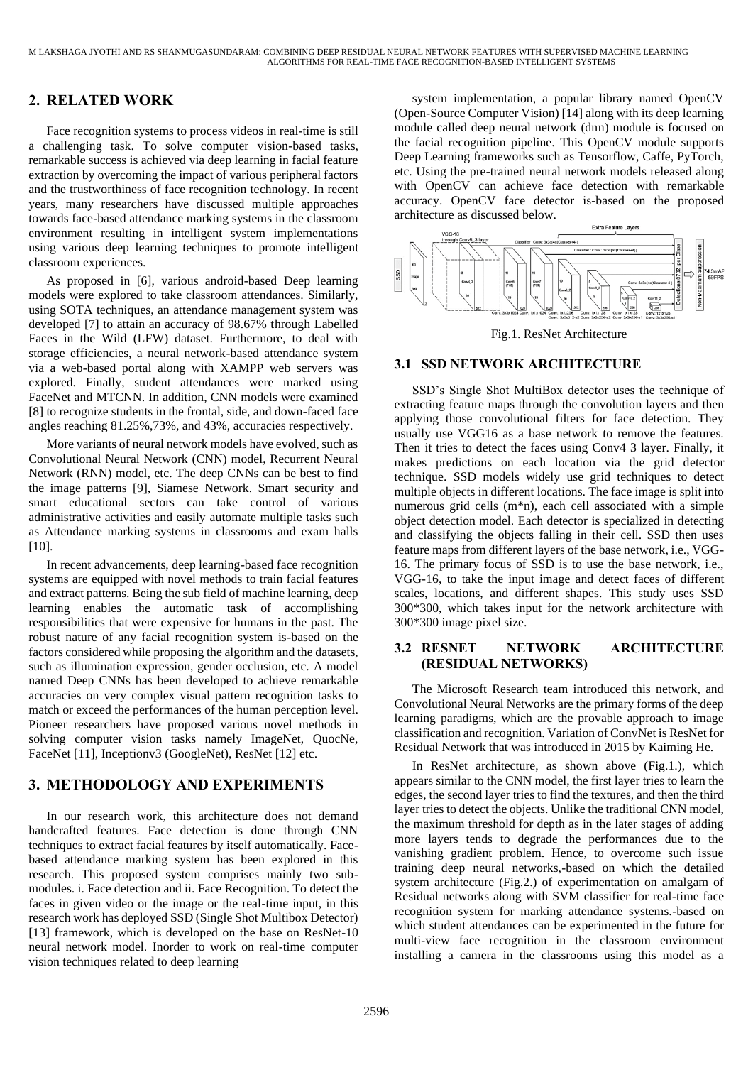## 2. RELATED WORK

Face recognition systems to process videos in real-time is still a challenging task. To solve computer vision-based tasks, remarkable success is achieved via deep learning in facial feature extraction by overcoming the impact of various peripheral factors and the trustworthiness of face recognition technology. In recent years, many researchers have discussed multiple approaches towards face-based attendance marking systems in the classroom environment resulting in intelligent system implementations using various deep learning techniques to promote intelligent classroom experiences.

As proposed in [6], various android-based Deep learning models were explored to take classroom attendances. Similarly, using SOTA techniques, an attendance management system was developed [7] to attain an accuracy of 98.67% through Labelled Faces in the Wild (LFW) dataset. Furthermore, to deal with storage efficiencies, a neural network-based attendance system via a web-based portal along with XAMPP web servers was explored. Finally, student attendances were marked using FaceNet and MTCNN. In addition, CNN models were examined [8] to recognize students in the frontal, side, and down-faced face angles reaching 81.25%,73%, and 43%, accuracies respectively.

More variants of neural network models have evolved, such as Convolutional Neural Network (CNN) model, Recurrent Neural Network (RNN) model, etc. The deep CNNs can be best to find the image patterns [9], Siamese Network. Smart security and smart educational sectors can take control of various administrative activities and easily automate multiple tasks such as Attendance marking systems in classrooms and exam halls [10].

In recent advancements, deep learning-based face recognition systems are equipped with novel methods to train facial features and extract patterns. Being the sub field of machine learning, deep learning enables the automatic task of accomplishing responsibilities that were expensive for humans in the past. The robust nature of any facial recognition system is-based on the factors considered while proposing the algorithm and the datasets, such as illumination expression, gender occlusion, etc. A model named Deep CNNs has been developed to achieve remarkable accuracies on very complex visual pattern recognition tasks to match or exceed the performances of the human perception level. Pioneer researchers have proposed various novel methods in solving computer vision tasks namely ImageNet, QuocNe, FaceNet [11], Inceptionv3 (GoogleNet), ResNet [12] etc.

## 3. METHODOLOGY AND EXPERIMENTS

In our research work, this architecture does not demand handcrafted features. Face detection is done through CNN techniques to extract facial features by itself automatically. Face-based attendance marking system has been explored in this research. This proposed system comprises mainly two sub-modules. i. Face detection and ii. Face Recognition. To detect the faces in given video or the image or the real-time input, in this research work has deployed SSD (Single Shot Multibox Detector) [13] framework, which is developed on the base on ResNet-10 neural network model. Inorder to work on real-time computer vision techniques related to deep learning system implementation, a popular library named OpenCV (Open-Source Computer Vision) [14] along with its deep learning module called deep neural network (dnn) module is focused on the facial recognition pipeline. This OpenCV module supports Deep Learning frameworks such as Tensorflow, Caffe, PyTorch, etc. Using the pre-trained neural network models released along with OpenCV can achieve face detection with remarkable accuracy. OpenCV face detector is-based on the proposed architecture as discussed below.

Fig.1. ResNet Architecture

### 3.1 SSD NETWORK ARCHITECTURE

SSD's Single Shot MultiBox detector uses the technique of extracting feature maps through the convolution layers and then applying those convolutional filters for face detection. They usually use VGG16 as a base network to remove the features. Then it tries to detect the faces using Conv4 3 layer. Finally, it makes predictions on each location via the grid detector technique. SSD models widely use grid techniques to detect multiple objects in different locations. The face image is split into numerous grid cells (m*n), each cell associated with a simple object detection model. Each detector is specialized in detecting and classifying the objects falling in their cell. SSD then uses feature maps from different layers of the base network, i.e., VGG-16. The primary focus of SSD is to use the base network, i.e., VGG-16, to take the input image and detect faces of different scales, locations, and different shapes. This study uses SSD 300*300, which takes input for the network architecture with 300*300 image pixel size.

### 3.2 RESNET NETWORK ARCHITECTURE (RESIDUAL NETWORKS)

The Microsoft Research team introduced this network, and Convolutional Neural Networks are the primary forms of the deep learning paradigms, which are the provable approach to image classification and recognition. Variation of ConvNet is ResNet for Residual Network that was introduced in 2015 by Kaiming He.

In ResNet architecture, as shown above (Fig.1.), which appears similar to the CNN model, the first layer tries to learn the edges, the second layer tries to find the textures, and then the third layer tries to detect the objects. Unlike the traditional CNN model, the maximum threshold for depth as in the later stages of adding more layers tends to degrade the performances due to the vanishing gradient problem. Hence, to overcome such issue training deep neural networks,-based on which the detailed system architecture (Fig.2.) of experimentation on amalgam of Residual networks along with SVM classifier for real-time face recognition system for marking attendance systems.-based on which student attendances can be experimented in the future for multi-view face recognition in the classroom environment installing a camera in the classrooms using this model as a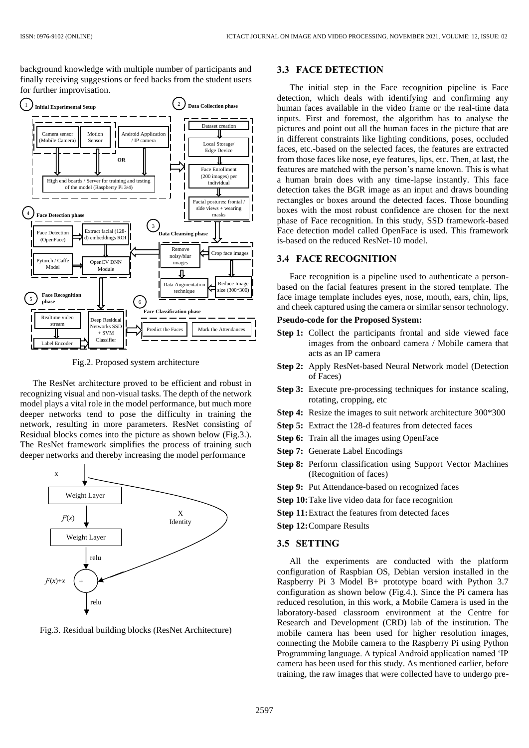background knowledge with multiple number of participants and finally receiving suggestions or feed backs from the student users for further improvisation.

Fig.2. Proposed system architecture

The ResNet architecture proved to be efficient and robust in recognizing visual and non-visual tasks. The depth of the network model plays a vital role in the model performance, but much more deeper networks tend to pose the difficulty in training the network, resulting in more parameters. ResNet consisting of Residual blocks comes into the picture as shown below (Fig.3.). The ResNet framework simplifies the process of training such deeper networks and thereby increasing the model performance

Fig.3. Residual building blocks (ResNet Architecture)

### 3.3 FACE DETECTION

The initial step in the Face recognition pipeline is Face detection, which deals with identifying and confirming any human faces available in the video frame or the real-time data inputs. First and foremost, the algorithm has to analyse the pictures and point out all the human faces in the picture that are in different constraints like lighting conditions, poses, occluded faces, etc.-based on the selected faces, the features are extracted from those faces like nose, eye features, lips, etc. Then, at last, the features are matched with the person's name known. This is what a human brain does with any time-lapse instantly. This face detection takes the BGR image as an input and draws bounding rectangles or boxes around the detected faces. Those bounding boxes with the most robust confidence are chosen for the next phase of Face recognition. In this study, SSD framework-based Face detection model called OpenFace is used. This framework is-based on the reduced ResNet-10 model.

### 3.4 FACE RECOGNITION

Face recognition is a pipeline used to authenticate a person-based on the facial features present in the stored template. The face image template includes eyes, nose, mouth, ears, chin, lips, and cheek captured using the camera or similar sensor technology.

**Pseudo-code for the Proposed System:**

- **Step 1:** Collect the participants frontal and side viewed face images from the onboard camera / Mobile camera that acts as an IP camera
- **Step 2:** Apply ResNet-based Neural Network model (Detection of Faces)
- **Step 3:** Execute pre-processing techniques for instance scaling, rotating, cropping, etc
- **Step 4:** Resize the images to suit network architecture 300*300
- **Step 5:** Extract the 128-d features from detected faces
- **Step 6:** Train all the images using OpenFace
- **Step 7:** Generate Label Encodings
- **Step 8:** Perform classification using Support Vector Machines (Recognition of faces)
- **Step 9:** Put Attendance-based on recognized faces
- **Step 10:** Take live video data for face recognition
- **Step 11:** Extract the features from detected faces
- **Step 12:** Compare Results

### 3.5 SETTING

All the experiments are conducted with the platform configuration of Raspbian OS, Debian version installed in the Raspberry Pi 3 Model B+ prototype board with Python 3.7 configuration as shown below (Fig.4.). Since the Pi camera has reduced resolution, in this work, a Mobile Camera is used in the laboratory-based classroom environment at the Centre for Research and Development (CRD) lab of the institution. The mobile camera has been used for higher resolution images, connecting the Mobile camera to the Raspberry Pi using Python Programming language. A typical Android application named 'IP camera has been used for this study. As mentioned earlier, before training, the raw images that were collected have to undergo pre-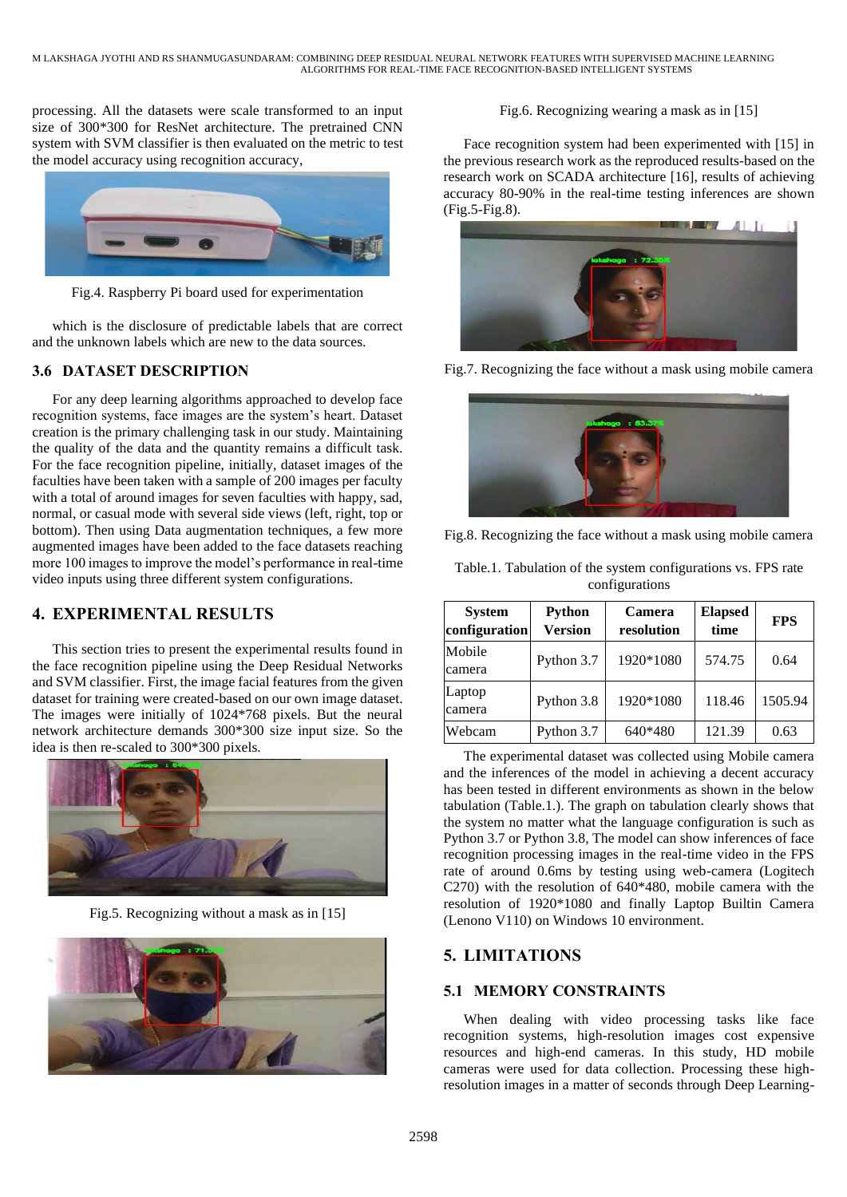processing. All the datasets were scale transformed to an input size of 300*300 for ResNet architecture. The pretrained CNN system with SVM classifier is then evaluated on the metric to test the model accuracy using recognition accuracy,

Fig.4. Raspberry Pi board used for experimentation

which is the disclosure of predictable labels that are correct and the unknown labels which are new to the data sources.

### 3.6 DATASET DESCRIPTION

For any deep learning algorithms approached to develop face recognition systems, face images are the system's heart. Dataset creation is the primary challenging task in our study. Maintaining the quality of the data and the quantity remains a difficult task. For the face recognition pipeline, initially, dataset images of the faculties have been taken with a sample of 200 images per faculty with a total of around images for seven faculties with happy, sad, normal, or casual mode with several side views (left, right, top or bottom). Then using Data augmentation techniques, a few more augmented images have been added to the face datasets reaching more 100 images to improve the model's performance in real-time video inputs using three different system configurations.

## 4. EXPERIMENTAL RESULTS

This section tries to present the experimental results found in the face recognition pipeline using the Deep Residual Networks and SVM classifier. First, the image facial features from the given dataset for training were created-based on our own image dataset. The images were initially of 1024*768 pixels. But the neural network architecture demands 300*300 size input size. So the idea is then re-scaled to 300*300 pixels.

Fig.5. Recognizing without a mask as in [15]

Fig.6. Recognizing wearing a mask as in [15]

Face recognition system had been experimented with [15] in the previous research work as the reproduced results-based on the research work on SCADA architecture [16], results of achieving accuracy 80-90% in the real-time testing inferences are shown (Fig.5-Fig.8).

Fig.7. Recognizing the face without a mask using mobile camera

Fig.8. Recognizing the face without a mask using mobile camera

Table.1. Tabulation of the system configurations vs. FPS rate configurations

| System configuration | Python Version | Camera resolution | Elapsed time | FPS |
|---|---|---|---|---|
| Mobile camera | Python 3.7 | 1920*1080 | 574.75 | 0.64 |
| Laptop camera | Python 3.8 | 1920*1080 | 118.46 | 1505.94 |
| Webcam | Python 3.7 | 640*480 | 121.39 | 0.63 |

The experimental dataset was collected using Mobile camera and the inferences of the model in achieving a decent accuracy has been tested in different environments as shown in the below tabulation (Table.1.). The graph on tabulation clearly shows that the system no matter what the language configuration is such as Python 3.7 or Python 3.8, The model can show inferences of face recognition processing images in the real-time video in the FPS rate of around 0.6ms by testing using web-camera (Logitech C270) with the resolution of 640*480, mobile camera with the resolution of 1920*1080 and finally Laptop Builtin Camera (Lenono V110) on Windows 10 environment.

## 5. LIMITATIONS

### 5.1 MEMORY CONSTRAINTS

When dealing with video processing tasks like face recognition systems, high-resolution images cost expensive resources and high-end cameras. In this study, HD mobile cameras were used for data collection. Processing these high-resolution images in a matter of seconds through Deep Learning-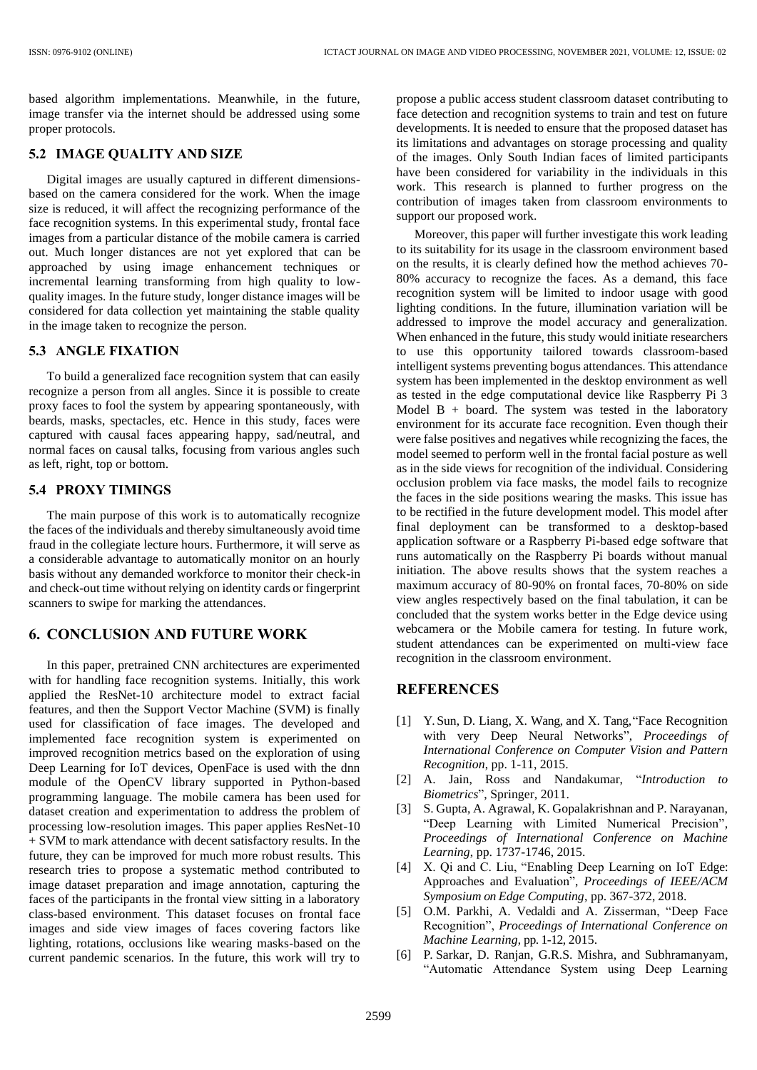based algorithm implementations. Meanwhile, in the future, image transfer via the internet should be addressed using some proper protocols.

### 5.2 IMAGE QUALITY AND SIZE

Digital images are usually captured in different dimensions-based on the camera considered for the work. When the image size is reduced, it will affect the recognizing performance of the face recognition systems. In this experimental study, frontal face images from a particular distance of the mobile camera is carried out. Much longer distances are not yet explored that can be approached by using image enhancement techniques or incremental learning transforming from high quality to low-quality images. In the future study, longer distance images will be considered for data collection yet maintaining the stable quality in the image taken to recognize the person.

### 5.3 ANGLE FIXATION

To build a generalized face recognition system that can easily recognize a person from all angles. Since it is possible to create proxy faces to fool the system by appearing spontaneously, with beards, masks, spectacles, etc. Hence in this study, faces were captured with causal faces appearing happy, sad/neutral, and normal faces on causal talks, focusing from various angles such as left, right, top or bottom.

### 5.4 PROXY TIMINGS

The main purpose of this work is to automatically recognize the faces of the individuals and thereby simultaneously avoid time fraud in the collegiate lecture hours. Furthermore, it will serve as a considerable advantage to automatically monitor on an hourly basis without any demanded workforce to monitor their check-in and check-out time without relying on identity cards or fingerprint scanners to swipe for marking the attendances.

## 6. CONCLUSION AND FUTURE WORK

In this paper, pretrained CNN architectures are experimented with for handling face recognition systems. Initially, this work applied the ResNet-10 architecture model to extract facial features, and then the Support Vector Machine (SVM) is finally used for classification of face images. The developed and implemented face recognition system is experimented on improved recognition metrics based on the exploration of using Deep Learning for IoT devices, OpenFace is used with the dnn module of the OpenCV library supported in Python-based programming language. The mobile camera has been used for dataset creation and experimentation to address the problem of processing low-resolution images. This paper applies ResNet-10 + SVM to mark attendance with decent satisfactory results. In the future, they can be improved for much more robust results. This research tries to propose a systematic method contributed to image dataset preparation and image annotation, capturing the faces of the participants in the frontal view sitting in a laboratory class-based environment. This dataset focuses on frontal face images and side view images of faces covering factors like lighting, rotations, occlusions like wearing masks-based on the current pandemic scenarios. In the future, this work will try to propose a public access student classroom dataset contributing to face detection and recognition systems to train and test on future developments. It is needed to ensure that the proposed dataset has its limitations and advantages on storage processing and quality of the images. Only South Indian faces of limited participants have been considered for variability in the individuals in this work. This research is planned to further progress on the contribution of images taken from classroom environments to support our proposed work.

Moreover, this paper will further investigate this work leading to its suitability for its usage in the classroom environment based on the results, it is clearly defined how the method achieves 70-80% accuracy to recognize the faces. As a demand, this face recognition system will be limited to indoor usage with good lighting conditions. In the future, illumination variation will be addressed to improve the model accuracy and generalization. When enhanced in the future, this study would initiate researchers to use this opportunity tailored towards classroom-based intelligent systems preventing bogus attendances. This attendance system has been implemented in the desktop environment as well as tested in the edge computational device like Raspberry Pi 3 Model B + board. The system was tested in the laboratory environment for its accurate face recognition. Even though their were false positives and negatives while recognizing the faces, the model seemed to perform well in the frontal facial posture as well as in the side views for recognition of the individual. Considering occlusion problem via face masks, the model fails to recognize the faces in the side positions wearing the masks. This issue has to be rectified in the future development model. This model after final deployment can be transformed to a desktop-based application software or a Raspberry Pi-based edge software that runs automatically on the Raspberry Pi boards without manual initiation. The above results shows that the system reaches a maximum accuracy of 80-90% on frontal faces, 70-80% on side view angles respectively based on the final tabulation, it can be concluded that the system works better in the Edge device using webcamera or the Mobile camera for testing. In future work, student attendances can be experimented on multi-view face recognition in the classroom environment.

## REFERENCES

[1] Y. Sun, D. Liang, X. Wang, and X. Tang, "Face Recognition with very Deep Neural Networks", *Proceedings of International Conference on Computer Vision and Pattern Recognition*, pp. 1-11, 2015.

[2] A. Jain, Ross and Nandakumar, "*Introduction to Biometrics*", Springer, 2011.

[3] S. Gupta, A. Agrawal, K. Gopalakrishnan and P. Narayanan, "Deep Learning with Limited Numerical Precision", *Proceedings of International Conference on Machine Learning*, pp. 1737-1746, 2015.

[4] X. Qi and C. Liu, "Enabling Deep Learning on IoT Edge: Approaches and Evaluation", *Proceedings of IEEE/ACM Symposium on Edge Computing*, pp. 367-372, 2018.

[5] O.M. Parkhi, A. Vedaldi and A. Zisserman, "Deep Face Recognition", *Proceedings of International Conference on Machine Learning*, pp. 1-12, 2015.

[6] P. Sarkar, D. Ranjan, G.R.S. Mishra, and Subhramanyam, "Automatic Attendance System using Deep Learning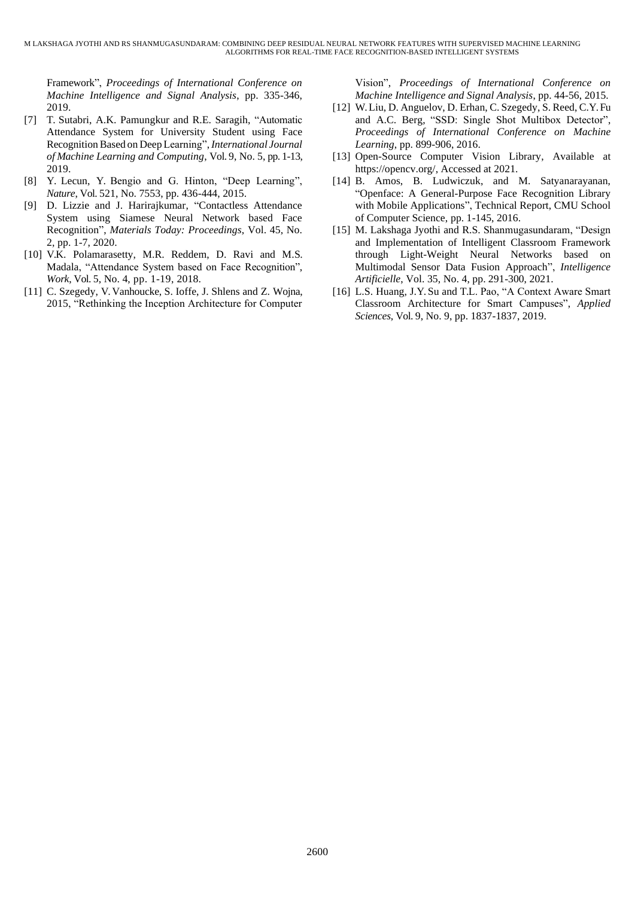Framework", *Proceedings of International Conference on Machine Intelligence and Signal Analysis*, pp. 335-346, 2019.

[7] T. Sutabri, A.K. Pamungkur and R.E. Saragih, "Automatic Attendance System for University Student using Face Recognition Based on Deep Learning", *International Journal of Machine Learning and Computing*, Vol. 9, No. 5, pp. 1-13, 2019.

[8] Y. Lecun, Y. Bengio and G. Hinton, "Deep Learning", *Nature*, Vol. 521, No. 7553, pp. 436-444, 2015.

[9] D. Lizzie and J. Harirajkumar, "Contactless Attendance System using Siamese Neural Network based Face Recognition", *Materials Today: Proceedings*, Vol. 45, No. 2, pp. 1-7, 2020.

[10] V.K. Polamarasetty, M.R. Reddem, D. Ravi and M.S. Madala, "Attendance System based on Face Recognition", *Work*, Vol. 5, No. 4, pp. 1-19, 2018.

[11] C. Szegedy, V. Vanhoucke, S. Ioffe, J. Shlens and Z. Wojna, 2015, "Rethinking the Inception Architecture for Computer Vision", *Proceedings of International Conference on Machine Intelligence and Signal Analysis*, pp. 44-56, 2015.

[12] W. Liu, D. Anguelov, D. Erhan, C. Szegedy, S. Reed, C.Y. Fu and A.C. Berg, "SSD: Single Shot Multibox Detector", *Proceedings of International Conference on Machine Learning*, pp. 899-906, 2016.

[13] Open-Source Computer Vision Library, Available at https://opencv.org/, Accessed at 2021.

[14] B. Amos, B. Ludwiczuk, and M. Satyanarayanan, "Openface: A General-Purpose Face Recognition Library with Mobile Applications", Technical Report, CMU School of Computer Science, pp. 1-145, 2016.

[15] M. Lakshaga Jyothi and R.S. Shanmugasundaram, "Design and Implementation of Intelligent Classroom Framework through Light-Weight Neural Networks based on Multimodal Sensor Data Fusion Approach", *Intelligence Artificielle*, Vol. 35, No. 4, pp. 291-300, 2021.

[16] L.S. Huang, J.Y. Su and T.L. Pao, "A Context Aware Smart Classroom Architecture for Smart Campuses", *Applied Sciences*, Vol. 9, No. 9, pp. 1837-1837, 2019.